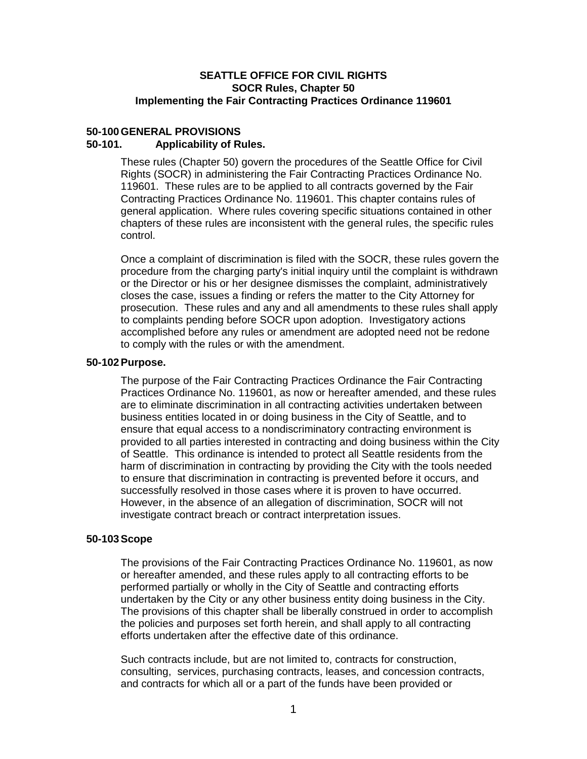**SEATTLE OFFICE FOR CIVIL RIGHTS**
**SOCR Rules, Chapter 50**
**Implementing the Fair Contracting Practices Ordinance 119601**

## 50-100 GENERAL PROVISIONS

### 50-101. Applicability of Rules.

These rules (Chapter 50) govern the procedures of the Seattle Office for Civil Rights (SOCR) in administering the Fair Contracting Practices Ordinance No. 119601. These rules are to be applied to all contracts governed by the Fair Contracting Practices Ordinance No. 119601. This chapter contains rules of general application. Where rules covering specific situations contained in other chapters of these rules are inconsistent with the general rules, the specific rules control.

Once a complaint of discrimination is filed with the SOCR, these rules govern the procedure from the charging party's initial inquiry until the complaint is withdrawn or the Director or his or her designee dismisses the complaint, administratively closes the case, issues a finding or refers the matter to the City Attorney for prosecution. These rules and any and all amendments to these rules shall apply to complaints pending before SOCR upon adoption. Investigatory actions accomplished before any rules or amendment are adopted need not be redone to comply with the rules or with the amendment.

### 50-102 Purpose.

The purpose of the Fair Contracting Practices Ordinance the Fair Contracting Practices Ordinance No. 119601, as now or hereafter amended, and these rules are to eliminate discrimination in all contracting activities undertaken between business entities located in or doing business in the City of Seattle, and to ensure that equal access to a nondiscriminatory contracting environment is provided to all parties interested in contracting and doing business within the City of Seattle. This ordinance is intended to protect all Seattle residents from the harm of discrimination in contracting by providing the City with the tools needed to ensure that discrimination in contracting is prevented before it occurs, and successfully resolved in those cases where it is proven to have occurred. However, in the absence of an allegation of discrimination, SOCR will not investigate contract breach or contract interpretation issues.

### 50-103 Scope

The provisions of the Fair Contracting Practices Ordinance No. 119601, as now or hereafter amended, and these rules apply to all contracting efforts to be performed partially or wholly in the City of Seattle and contracting efforts undertaken by the City or any other business entity doing business in the City. The provisions of this chapter shall be liberally construed in order to accomplish the policies and purposes set forth herein, and shall apply to all contracting efforts undertaken after the effective date of this ordinance.

Such contracts include, but are not limited to, contracts for construction, consulting, services, purchasing contracts, leases, and concession contracts, and contracts for which all or a part of the funds have been provided or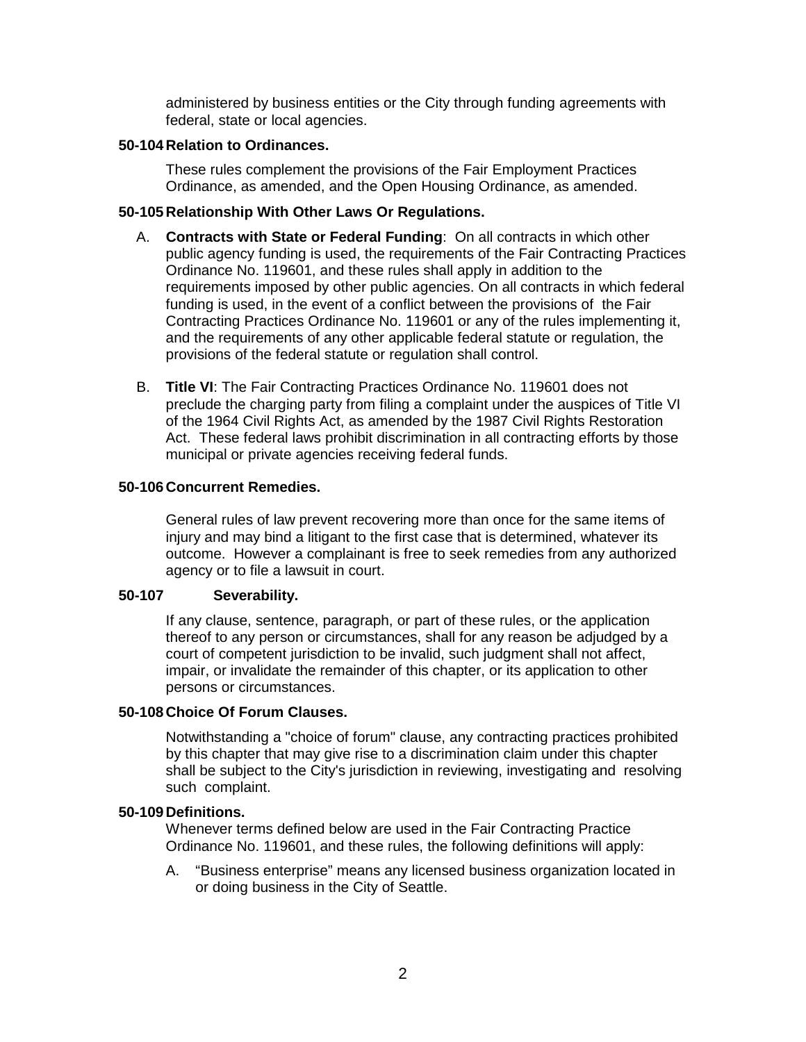administered by business entities or the City through funding agreements with federal, state or local agencies.

**50-104 Relation to Ordinances.**

These rules complement the provisions of the Fair Employment Practices Ordinance, as amended, and the Open Housing Ordinance, as amended.

**50-105 Relationship With Other Laws Or Regulations.**

A. **Contracts with State or Federal Funding**: On all contracts in which other public agency funding is used, the requirements of the Fair Contracting Practices Ordinance No. 119601, and these rules shall apply in addition to the requirements imposed by other public agencies. On all contracts in which federal funding is used, in the event of a conflict between the provisions of the Fair Contracting Practices Ordinance No. 119601 or any of the rules implementing it, and the requirements of any other applicable federal statute or regulation, the provisions of the federal statute or regulation shall control.

B. **Title VI**: The Fair Contracting Practices Ordinance No. 119601 does not preclude the charging party from filing a complaint under the auspices of Title VI of the 1964 Civil Rights Act, as amended by the 1987 Civil Rights Restoration Act. These federal laws prohibit discrimination in all contracting efforts by those municipal or private agencies receiving federal funds.

**50-106 Concurrent Remedies.**

General rules of law prevent recovering more than once for the same items of injury and may bind a litigant to the first case that is determined, whatever its outcome. However a complainant is free to seek remedies from any authorized agency or to file a lawsuit in court.

**50-107 Severability.**

If any clause, sentence, paragraph, or part of these rules, or the application thereof to any person or circumstances, shall for any reason be adjudged by a court of competent jurisdiction to be invalid, such judgment shall not affect, impair, or invalidate the remainder of this chapter, or its application to other persons or circumstances.

**50-108 Choice Of Forum Clauses.**

Notwithstanding a "choice of forum" clause, any contracting practices prohibited by this chapter that may give rise to a discrimination claim under this chapter shall be subject to the City's jurisdiction in reviewing, investigating and resolving such complaint.

**50-109 Definitions.**

Whenever terms defined below are used in the Fair Contracting Practice Ordinance No. 119601, and these rules, the following definitions will apply:

A. "Business enterprise" means any licensed business organization located in or doing business in the City of Seattle.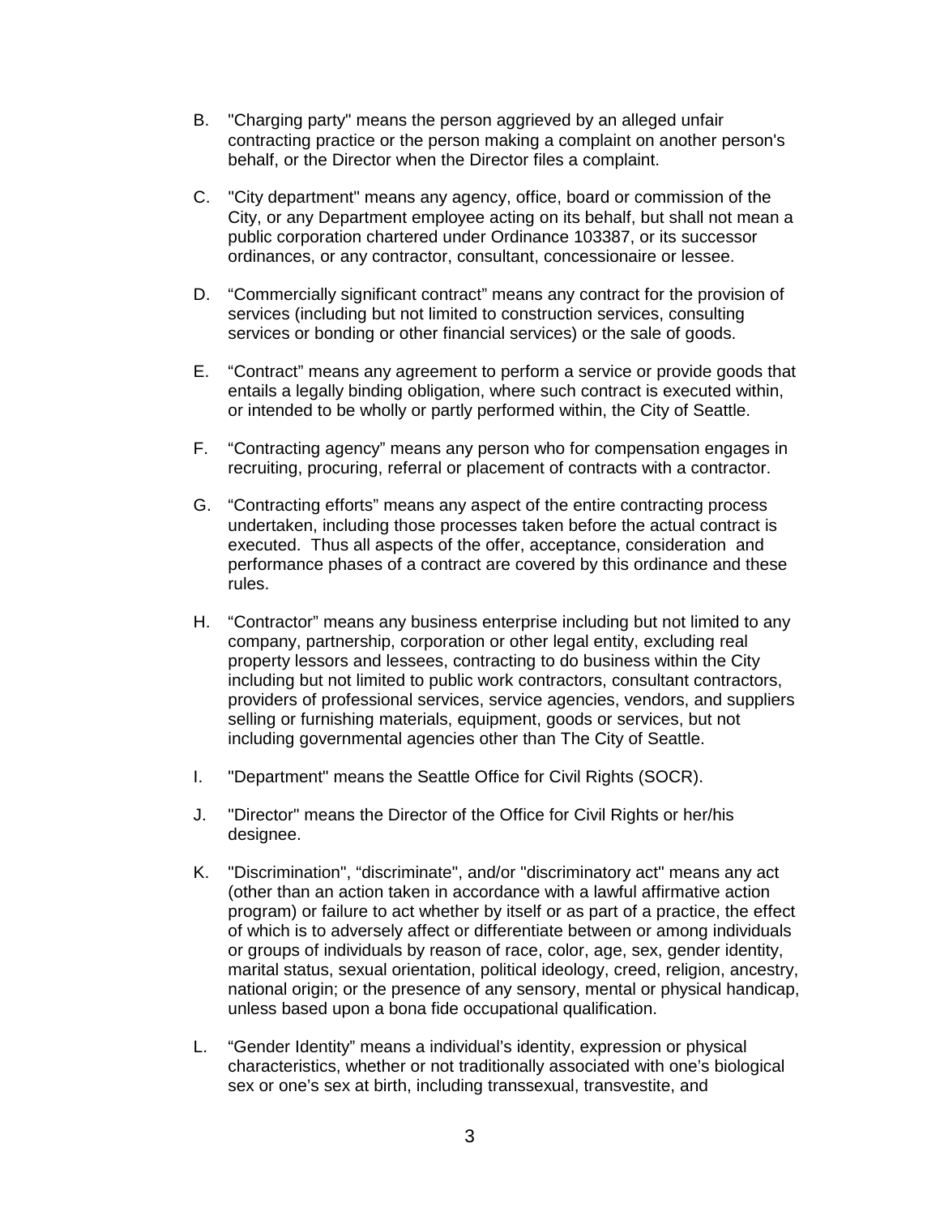B. "Charging party" means the person aggrieved by an alleged unfair contracting practice or the person making a complaint on another person's behalf, or the Director when the Director files a complaint.

C. "City department" means any agency, office, board or commission of the City, or any Department employee acting on its behalf, but shall not mean a public corporation chartered under Ordinance 103387, or its successor ordinances, or any contractor, consultant, concessionaire or lessee.

D. “Commercially significant contract” means any contract for the provision of services (including but not limited to construction services, consulting services or bonding or other financial services) or the sale of goods.

E. “Contract” means any agreement to perform a service or provide goods that entails a legally binding obligation, where such contract is executed within, or intended to be wholly or partly performed within, the City of Seattle.

F. “Contracting agency” means any person who for compensation engages in recruiting, procuring, referral or placement of contracts with a contractor.

G. “Contracting efforts” means any aspect of the entire contracting process undertaken, including those processes taken before the actual contract is executed. Thus all aspects of the offer, acceptance, consideration and performance phases of a contract are covered by this ordinance and these rules.

H. “Contractor” means any business enterprise including but not limited to any company, partnership, corporation or other legal entity, excluding real property lessors and lessees, contracting to do business within the City including but not limited to public work contractors, consultant contractors, providers of professional services, service agencies, vendors, and suppliers selling or furnishing materials, equipment, goods or services, but not including governmental agencies other than The City of Seattle.

I. "Department" means the Seattle Office for Civil Rights (SOCR).

J. "Director" means the Director of the Office for Civil Rights or her/his designee.

K. "Discrimination", “discriminate", and/or "discriminatory act" means any act (other than an action taken in accordance with a lawful affirmative action program) or failure to act whether by itself or as part of a practice, the effect of which is to adversely affect or differentiate between or among individuals or groups of individuals by reason of race, color, age, sex, gender identity, marital status, sexual orientation, political ideology, creed, religion, ancestry, national origin; or the presence of any sensory, mental or physical handicap, unless based upon a bona fide occupational qualification.

L. “Gender Identity” means a individual’s identity, expression or physical characteristics, whether or not traditionally associated with one’s biological sex or one’s sex at birth, including transsexual, transvestite, and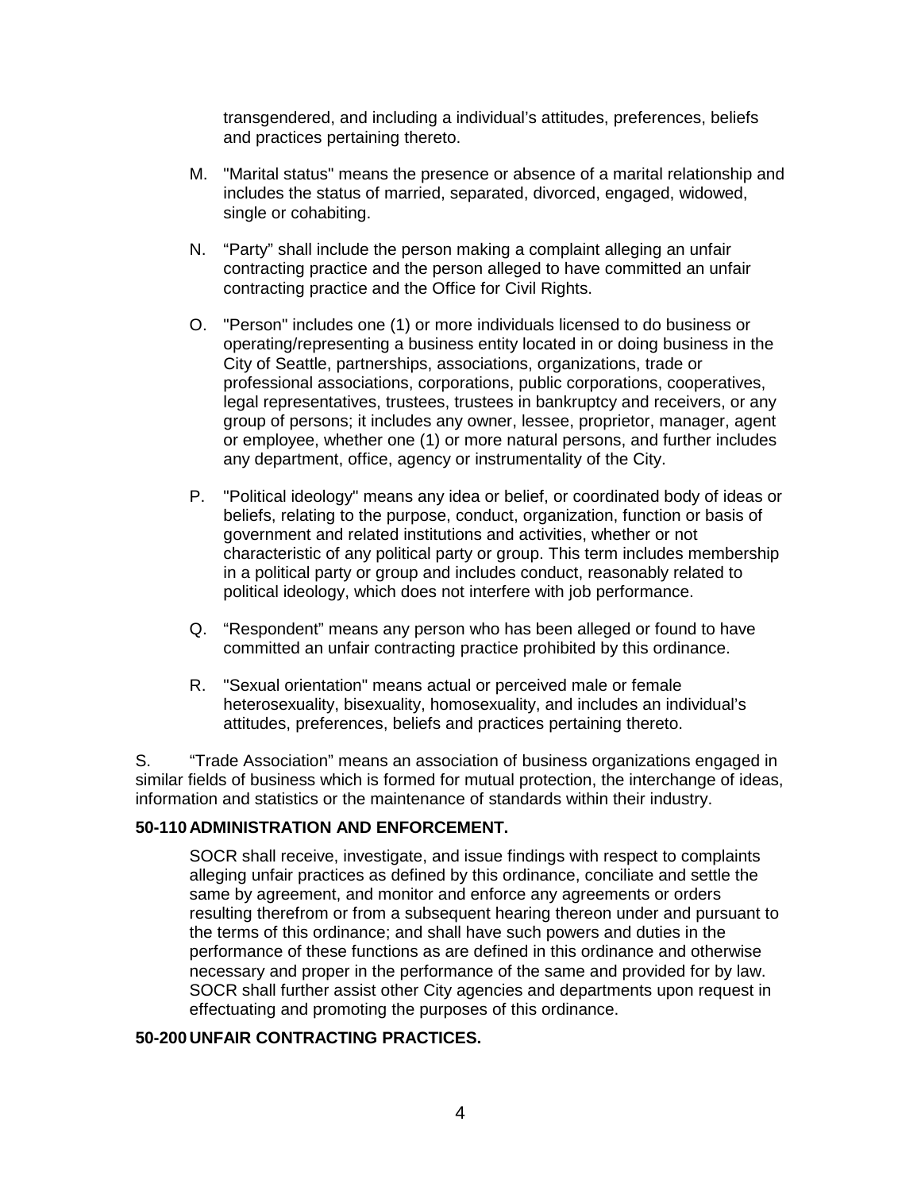transgendered, and including a individual's attitudes, preferences, beliefs and practices pertaining thereto.

M. "Marital status" means the presence or absence of a marital relationship and includes the status of married, separated, divorced, engaged, widowed, single or cohabiting.

N. "Party" shall include the person making a complaint alleging an unfair contracting practice and the person alleged to have committed an unfair contracting practice and the Office for Civil Rights.

O. "Person" includes one (1) or more individuals licensed to do business or operating/representing a business entity located in or doing business in the City of Seattle, partnerships, associations, organizations, trade or professional associations, corporations, public corporations, cooperatives, legal representatives, trustees, trustees in bankruptcy and receivers, or any group of persons; it includes any owner, lessee, proprietor, manager, agent or employee, whether one (1) or more natural persons, and further includes any department, office, agency or instrumentality of the City.

P. "Political ideology" means any idea or belief, or coordinated body of ideas or beliefs, relating to the purpose, conduct, organization, function or basis of government and related institutions and activities, whether or not characteristic of any political party or group. This term includes membership in a political party or group and includes conduct, reasonably related to political ideology, which does not interfere with job performance.

Q. "Respondent" means any person who has been alleged or found to have committed an unfair contracting practice prohibited by this ordinance.

R. "Sexual orientation" means actual or perceived male or female heterosexuality, bisexuality, homosexuality, and includes an individual's attitudes, preferences, beliefs and practices pertaining thereto.

S. "Trade Association" means an association of business organizations engaged in similar fields of business which is formed for mutual protection, the interchange of ideas, information and statistics or the maintenance of standards within their industry.

**50-110 ADMINISTRATION AND ENFORCEMENT.**

SOCR shall receive, investigate, and issue findings with respect to complaints alleging unfair practices as defined by this ordinance, conciliate and settle the same by agreement, and monitor and enforce any agreements or orders resulting therefrom or from a subsequent hearing thereon under and pursuant to the terms of this ordinance; and shall have such powers and duties in the performance of these functions as are defined in this ordinance and otherwise necessary and proper in the performance of the same and provided for by law. SOCR shall further assist other City agencies and departments upon request in effectuating and promoting the purposes of this ordinance.

**50-200 UNFAIR CONTRACTING PRACTICES.**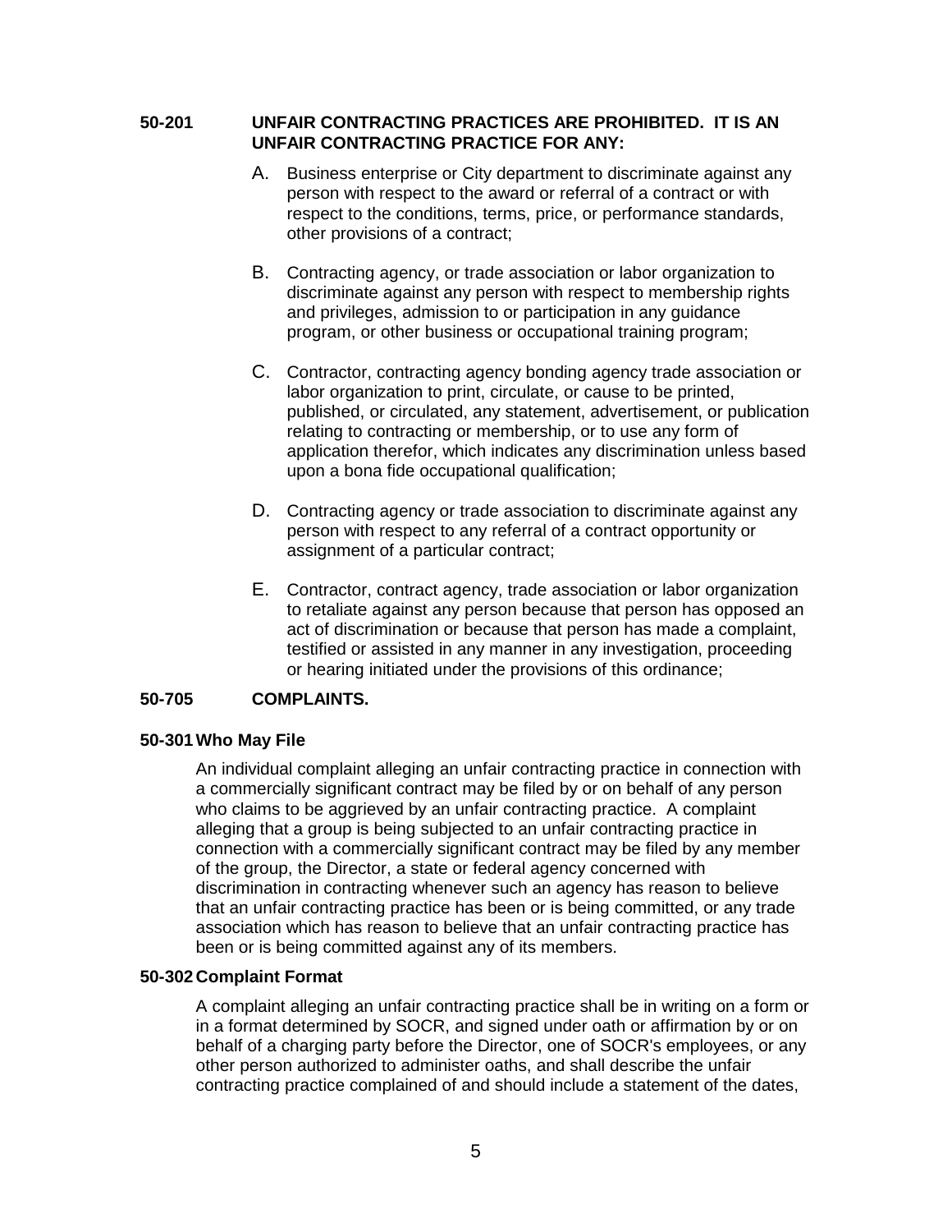**50-201 UNFAIR CONTRACTING PRACTICES ARE PROHIBITED. IT IS AN UNFAIR CONTRACTING PRACTICE FOR ANY:**

A. Business enterprise or City department to discriminate against any person with respect to the award or referral of a contract or with respect to the conditions, terms, price, or performance standards, other provisions of a contract;

B. Contracting agency, or trade association or labor organization to discriminate against any person with respect to membership rights and privileges, admission to or participation in any guidance program, or other business or occupational training program;

C. Contractor, contracting agency bonding agency trade association or labor organization to print, circulate, or cause to be printed, published, or circulated, any statement, advertisement, or publication relating to contracting or membership, or to use any form of application therefor, which indicates any discrimination unless based upon a bona fide occupational qualification;

D. Contracting agency or trade association to discriminate against any person with respect to any referral of a contract opportunity or assignment of a particular contract;

E. Contractor, contract agency, trade association or labor organization to retaliate against any person because that person has opposed an act of discrimination or because that person has made a complaint, testified or assisted in any manner in any investigation, proceeding or hearing initiated under the provisions of this ordinance;

**50-705 COMPLAINTS.**

**50-301 Who May File**

An individual complaint alleging an unfair contracting practice in connection with a commercially significant contract may be filed by or on behalf of any person who claims to be aggrieved by an unfair contracting practice. A complaint alleging that a group is being subjected to an unfair contracting practice in connection with a commercially significant contract may be filed by any member of the group, the Director, a state or federal agency concerned with discrimination in contracting whenever such an agency has reason to believe that an unfair contracting practice has been or is being committed, or any trade association which has reason to believe that an unfair contracting practice has been or is being committed against any of its members.

**50-302 Complaint Format**

A complaint alleging an unfair contracting practice shall be in writing on a form or in a format determined by SOCR, and signed under oath or affirmation by or on behalf of a charging party before the Director, one of SOCR's employees, or any other person authorized to administer oaths, and shall describe the unfair contracting practice complained of and should include a statement of the dates,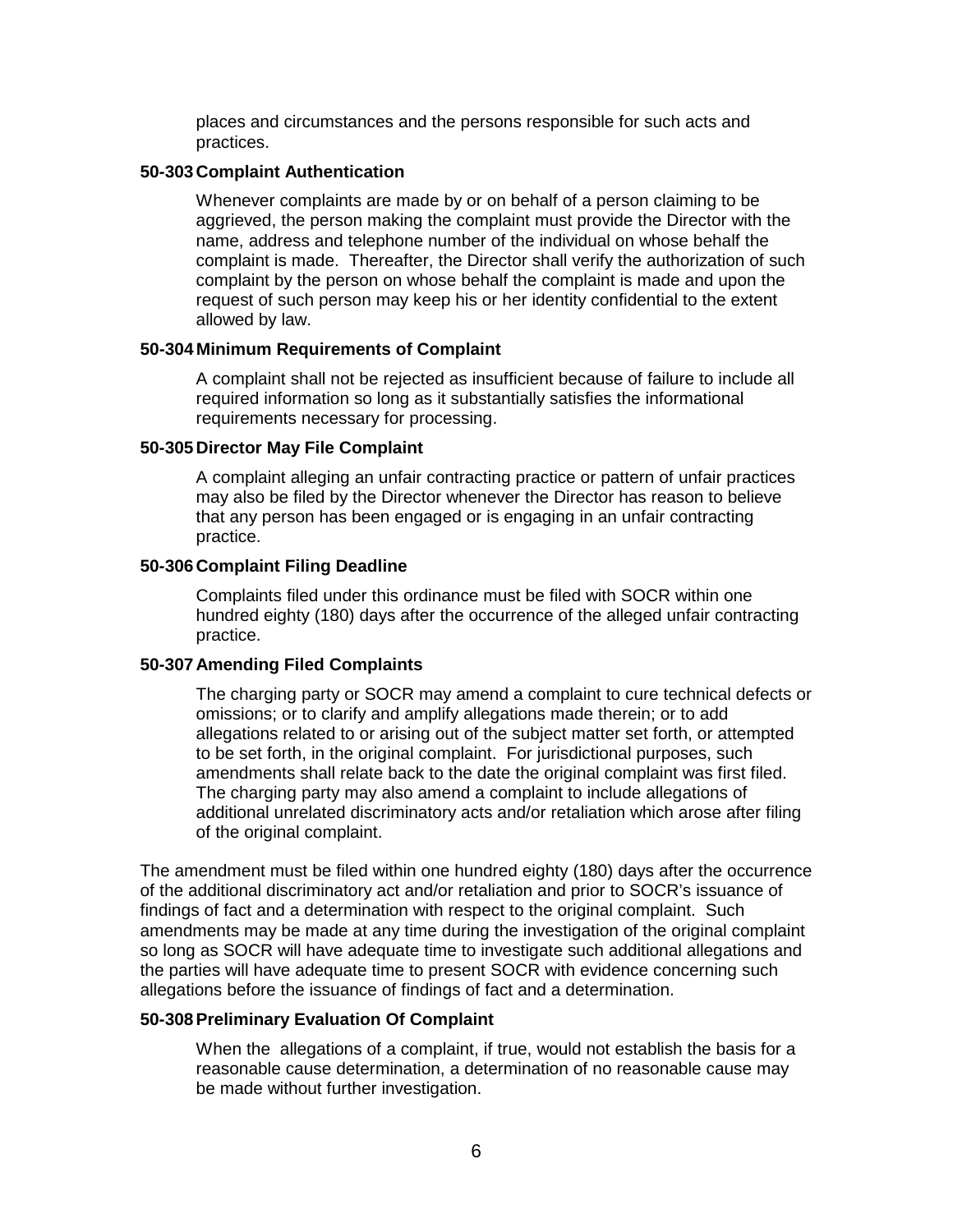places and circumstances and the persons responsible for such acts and practices.

**50-303 Complaint Authentication**

Whenever complaints are made by or on behalf of a person claiming to be aggrieved, the person making the complaint must provide the Director with the name, address and telephone number of the individual on whose behalf the complaint is made. Thereafter, the Director shall verify the authorization of such complaint by the person on whose behalf the complaint is made and upon the request of such person may keep his or her identity confidential to the extent allowed by law.

**50-304 Minimum Requirements of Complaint**

A complaint shall not be rejected as insufficient because of failure to include all required information so long as it substantially satisfies the informational requirements necessary for processing.

**50-305 Director May File Complaint**

A complaint alleging an unfair contracting practice or pattern of unfair practices may also be filed by the Director whenever the Director has reason to believe that any person has been engaged or is engaging in an unfair contracting practice.

**50-306 Complaint Filing Deadline**

Complaints filed under this ordinance must be filed with SOCR within one hundred eighty (180) days after the occurrence of the alleged unfair contracting practice.

**50-307 Amending Filed Complaints**

The charging party or SOCR may amend a complaint to cure technical defects or omissions; or to clarify and amplify allegations made therein; or to add allegations related to or arising out of the subject matter set forth, or attempted to be set forth, in the original complaint. For jurisdictional purposes, such amendments shall relate back to the date the original complaint was first filed. The charging party may also amend a complaint to include allegations of additional unrelated discriminatory acts and/or retaliation which arose after filing of the original complaint.

The amendment must be filed within one hundred eighty (180) days after the occurrence of the additional discriminatory act and/or retaliation and prior to SOCR's issuance of findings of fact and a determination with respect to the original complaint. Such amendments may be made at any time during the investigation of the original complaint so long as SOCR will have adequate time to investigate such additional allegations and the parties will have adequate time to present SOCR with evidence concerning such allegations before the issuance of findings of fact and a determination.

**50-308 Preliminary Evaluation Of Complaint**

When the allegations of a complaint, if true, would not establish the basis for a reasonable cause determination, a determination of no reasonable cause may be made without further investigation.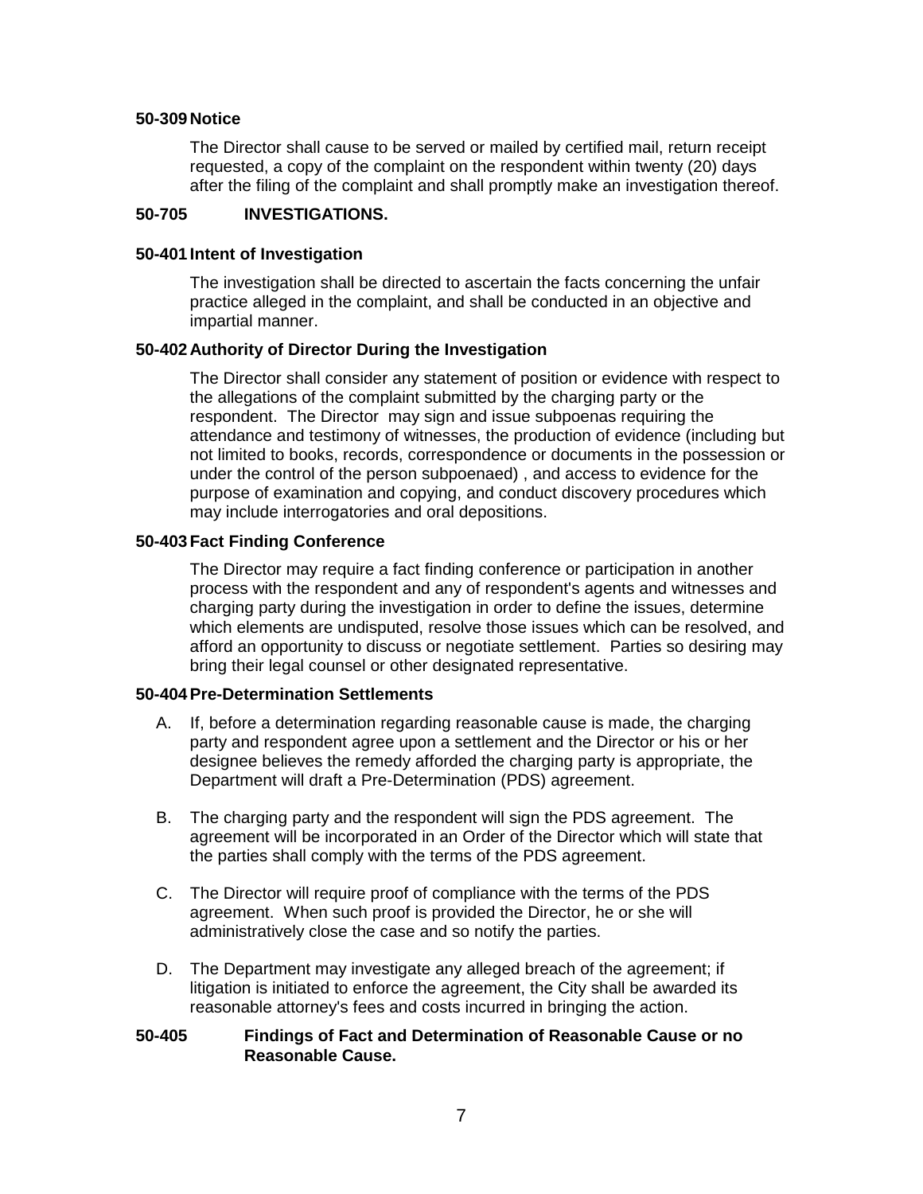**50-309 Notice**

The Director shall cause to be served or mailed by certified mail, return receipt requested, a copy of the complaint on the respondent within twenty (20) days after the filing of the complaint and shall promptly make an investigation thereof.

## 50-705 INVESTIGATIONS.

**50-401 Intent of Investigation**

The investigation shall be directed to ascertain the facts concerning the unfair practice alleged in the complaint, and shall be conducted in an objective and impartial manner.

**50-402 Authority of Director During the Investigation**

The Director shall consider any statement of position or evidence with respect to the allegations of the complaint submitted by the charging party or the respondent. The Director may sign and issue subpoenas requiring the attendance and testimony of witnesses, the production of evidence (including but not limited to books, records, correspondence or documents in the possession or under the control of the person subpoenaed) , and access to evidence for the purpose of examination and copying, and conduct discovery procedures which may include interrogatories and oral depositions.

**50-403 Fact Finding Conference**

The Director may require a fact finding conference or participation in another process with the respondent and any of respondent's agents and witnesses and charging party during the investigation in order to define the issues, determine which elements are undisputed, resolve those issues which can be resolved, and afford an opportunity to discuss or negotiate settlement. Parties so desiring may bring their legal counsel or other designated representative.

**50-404 Pre-Determination Settlements**

A. If, before a determination regarding reasonable cause is made, the charging party and respondent agree upon a settlement and the Director or his or her designee believes the remedy afforded the charging party is appropriate, the Department will draft a Pre-Determination (PDS) agreement.

B. The charging party and the respondent will sign the PDS agreement. The agreement will be incorporated in an Order of the Director which will state that the parties shall comply with the terms of the PDS agreement.

C. The Director will require proof of compliance with the terms of the PDS agreement. When such proof is provided the Director, he or she will administratively close the case and so notify the parties.

D. The Department may investigate any alleged breach of the agreement; if litigation is initiated to enforce the agreement, the City shall be awarded its reasonable attorney's fees and costs incurred in bringing the action.

**50-405 Findings of Fact and Determination of Reasonable Cause or no Reasonable Cause.**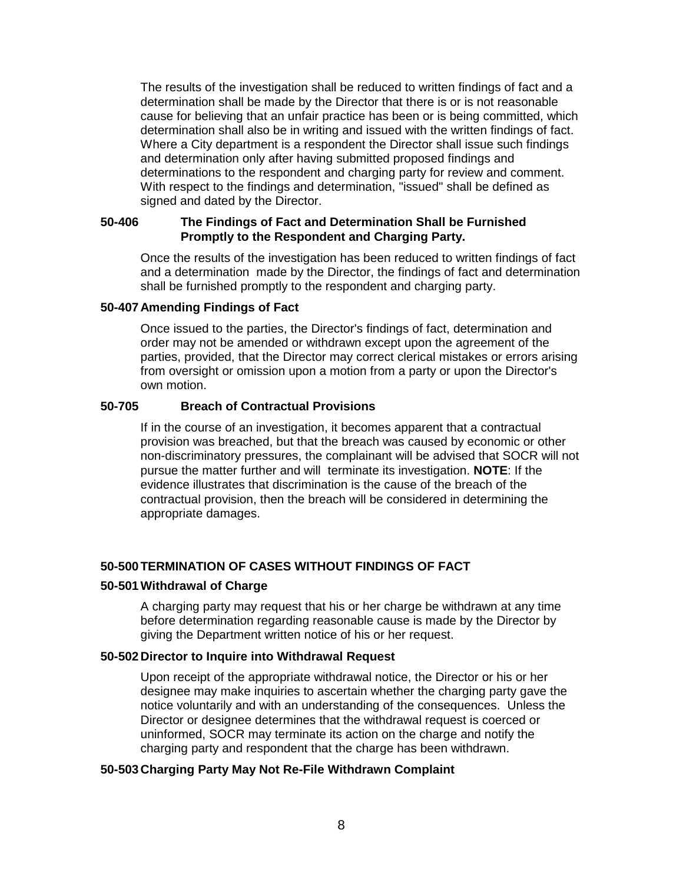The results of the investigation shall be reduced to written findings of fact and a determination shall be made by the Director that there is or is not reasonable cause for believing that an unfair practice has been or is being committed, which determination shall also be in writing and issued with the written findings of fact. Where a City department is a respondent the Director shall issue such findings and determination only after having submitted proposed findings and determinations to the respondent and charging party for review and comment. With respect to the findings and determination, "issued" shall be defined as signed and dated by the Director.

**50-406 The Findings of Fact and Determination Shall be Furnished Promptly to the Respondent and Charging Party.**

Once the results of the investigation has been reduced to written findings of fact and a determination made by the Director, the findings of fact and determination shall be furnished promptly to the respondent and charging party.

**50-407 Amending Findings of Fact**

Once issued to the parties, the Director's findings of fact, determination and order may not be amended or withdrawn except upon the agreement of the parties, provided, that the Director may correct clerical mistakes or errors arising from oversight or omission upon a motion from a party or upon the Director's own motion.

**50-705 Breach of Contractual Provisions**

If in the course of an investigation, it becomes apparent that a contractual provision was breached, but that the breach was caused by economic or other non-discriminatory pressures, the complainant will be advised that SOCR will not pursue the matter further and will terminate its investigation. **NOTE**: If the evidence illustrates that discrimination is the cause of the breach of the contractual provision, then the breach will be considered in determining the appropriate damages.

**50-500 TERMINATION OF CASES WITHOUT FINDINGS OF FACT**

**50-501 Withdrawal of Charge**

A charging party may request that his or her charge be withdrawn at any time before determination regarding reasonable cause is made by the Director by giving the Department written notice of his or her request.

**50-502 Director to Inquire into Withdrawal Request**

Upon receipt of the appropriate withdrawal notice, the Director or his or her designee may make inquiries to ascertain whether the charging party gave the notice voluntarily and with an understanding of the consequences. Unless the Director or designee determines that the withdrawal request is coerced or uninformed, SOCR may terminate its action on the charge and notify the charging party and respondent that the charge has been withdrawn.

**50-503 Charging Party May Not Re-File Withdrawn Complaint**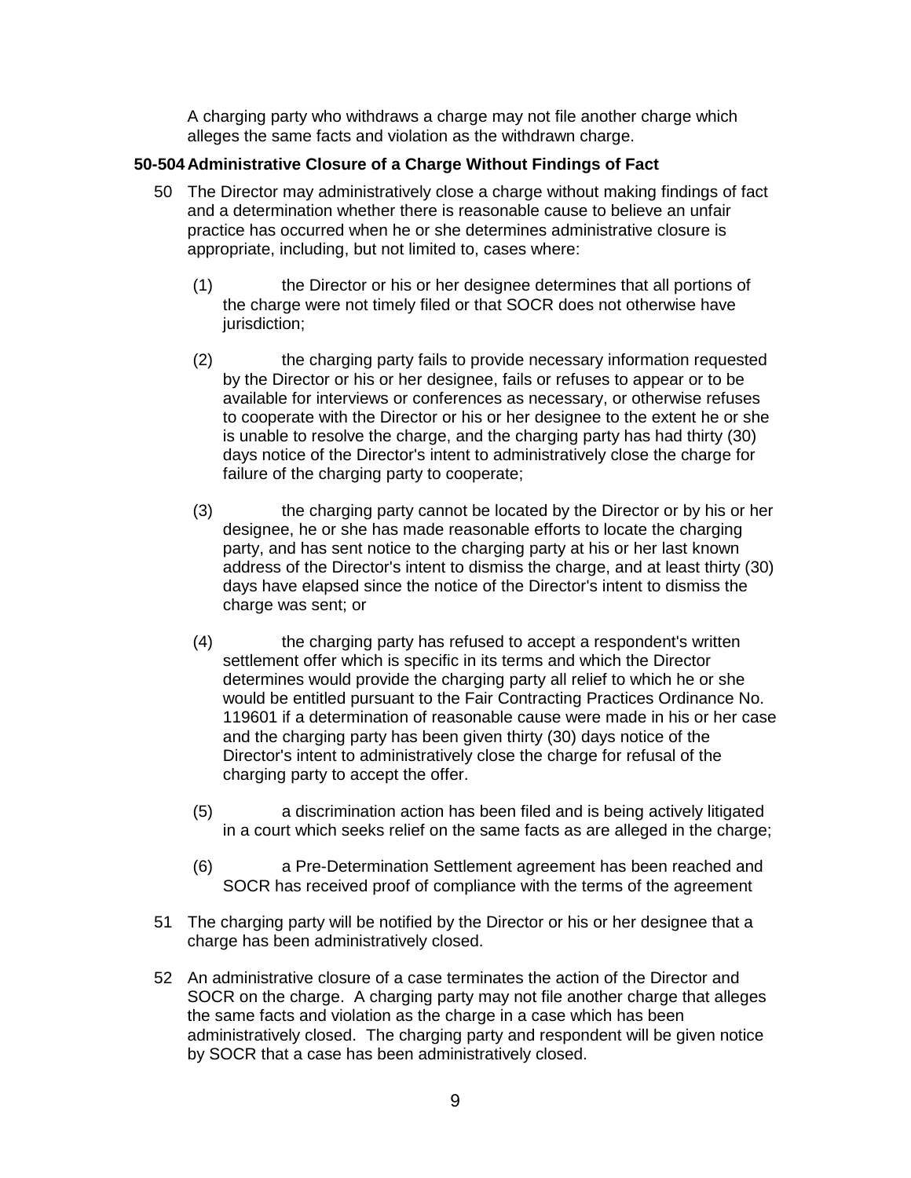A charging party who withdraws a charge may not file another charge which alleges the same facts and violation as the withdrawn charge.

### 50-504 Administrative Closure of a Charge Without Findings of Fact

50 The Director may administratively close a charge without making findings of fact and a determination whether there is reasonable cause to believe an unfair practice has occurred when he or she determines administrative closure is appropriate, including, but not limited to, cases where:

(1) the Director or his or her designee determines that all portions of the charge were not timely filed or that SOCR does not otherwise have jurisdiction;

(2) the charging party fails to provide necessary information requested by the Director or his or her designee, fails or refuses to appear or to be available for interviews or conferences as necessary, or otherwise refuses to cooperate with the Director or his or her designee to the extent he or she is unable to resolve the charge, and the charging party has had thirty (30) days notice of the Director's intent to administratively close the charge for failure of the charging party to cooperate;

(3) the charging party cannot be located by the Director or by his or her designee, he or she has made reasonable efforts to locate the charging party, and has sent notice to the charging party at his or her last known address of the Director's intent to dismiss the charge, and at least thirty (30) days have elapsed since the notice of the Director's intent to dismiss the charge was sent; or

(4) the charging party has refused to accept a respondent's written settlement offer which is specific in its terms and which the Director determines would provide the charging party all relief to which he or she would be entitled pursuant to the Fair Contracting Practices Ordinance No. 119601 if a determination of reasonable cause were made in his or her case and the charging party has been given thirty (30) days notice of the Director's intent to administratively close the charge for refusal of the charging party to accept the offer.

(5) a discrimination action has been filed and is being actively litigated in a court which seeks relief on the same facts as are alleged in the charge;

(6) a Pre-Determination Settlement agreement has been reached and SOCR has received proof of compliance with the terms of the agreement

51 The charging party will be notified by the Director or his or her designee that a charge has been administratively closed.

52 An administrative closure of a case terminates the action of the Director and SOCR on the charge. A charging party may not file another charge that alleges the same facts and violation as the charge in a case which has been administratively closed. The charging party and respondent will be given notice by SOCR that a case has been administratively closed.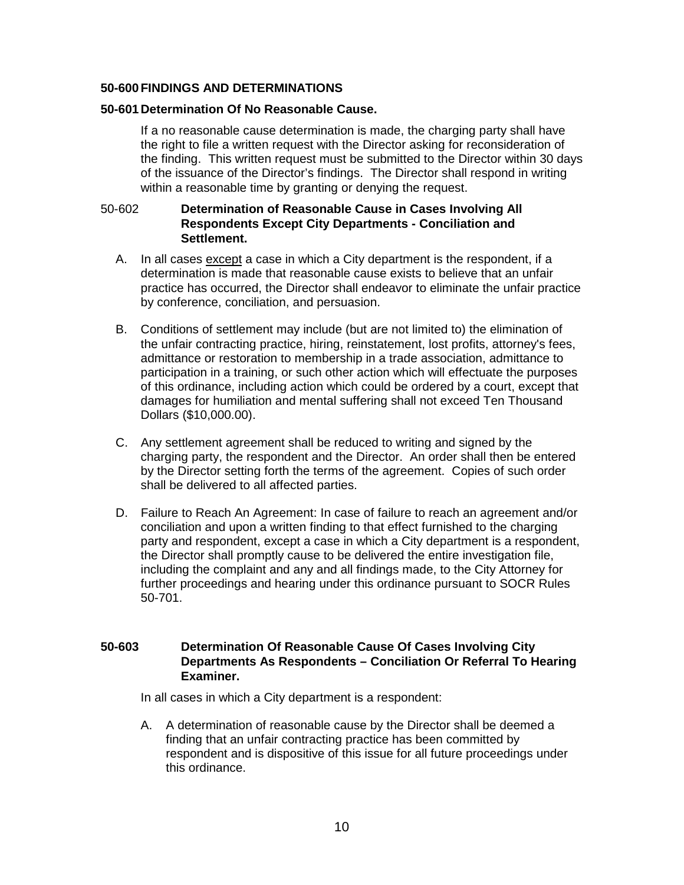## 50-600 FINDINGS AND DETERMINATIONS

### 50-601 Determination Of No Reasonable Cause.

If a no reasonable cause determination is made, the charging party shall have the right to file a written request with the Director asking for reconsideration of the finding. This written request must be submitted to the Director within 30 days of the issuance of the Director's findings. The Director shall respond in writing within a reasonable time by granting or denying the request.

### 50-602 Determination of Reasonable Cause in Cases Involving All Respondents Except City Departments - Conciliation and Settlement.

A. In all cases except a case in which a City department is the respondent, if a determination is made that reasonable cause exists to believe that an unfair practice has occurred, the Director shall endeavor to eliminate the unfair practice by conference, conciliation, and persuasion.

B. Conditions of settlement may include (but are not limited to) the elimination of the unfair contracting practice, hiring, reinstatement, lost profits, attorney's fees, admittance or restoration to membership in a trade association, admittance to participation in a training, or such other action which will effectuate the purposes of this ordinance, including action which could be ordered by a court, except that damages for humiliation and mental suffering shall not exceed Ten Thousand Dollars ($10,000.00).

C. Any settlement agreement shall be reduced to writing and signed by the charging party, the respondent and the Director. An order shall then be entered by the Director setting forth the terms of the agreement. Copies of such order shall be delivered to all affected parties.

D. Failure to Reach An Agreement: In case of failure to reach an agreement and/or conciliation and upon a written finding to that effect furnished to the charging party and respondent, except a case in which a City department is a respondent, the Director shall promptly cause to be delivered the entire investigation file, including the complaint and any and all findings made, to the City Attorney for further proceedings and hearing under this ordinance pursuant to SOCR Rules 50-701.

### 50-603 Determination Of Reasonable Cause Of Cases Involving City Departments As Respondents – Conciliation Or Referral To Hearing Examiner.

In all cases in which a City department is a respondent:

A. A determination of reasonable cause by the Director shall be deemed a finding that an unfair contracting practice has been committed by respondent and is dispositive of this issue for all future proceedings under this ordinance.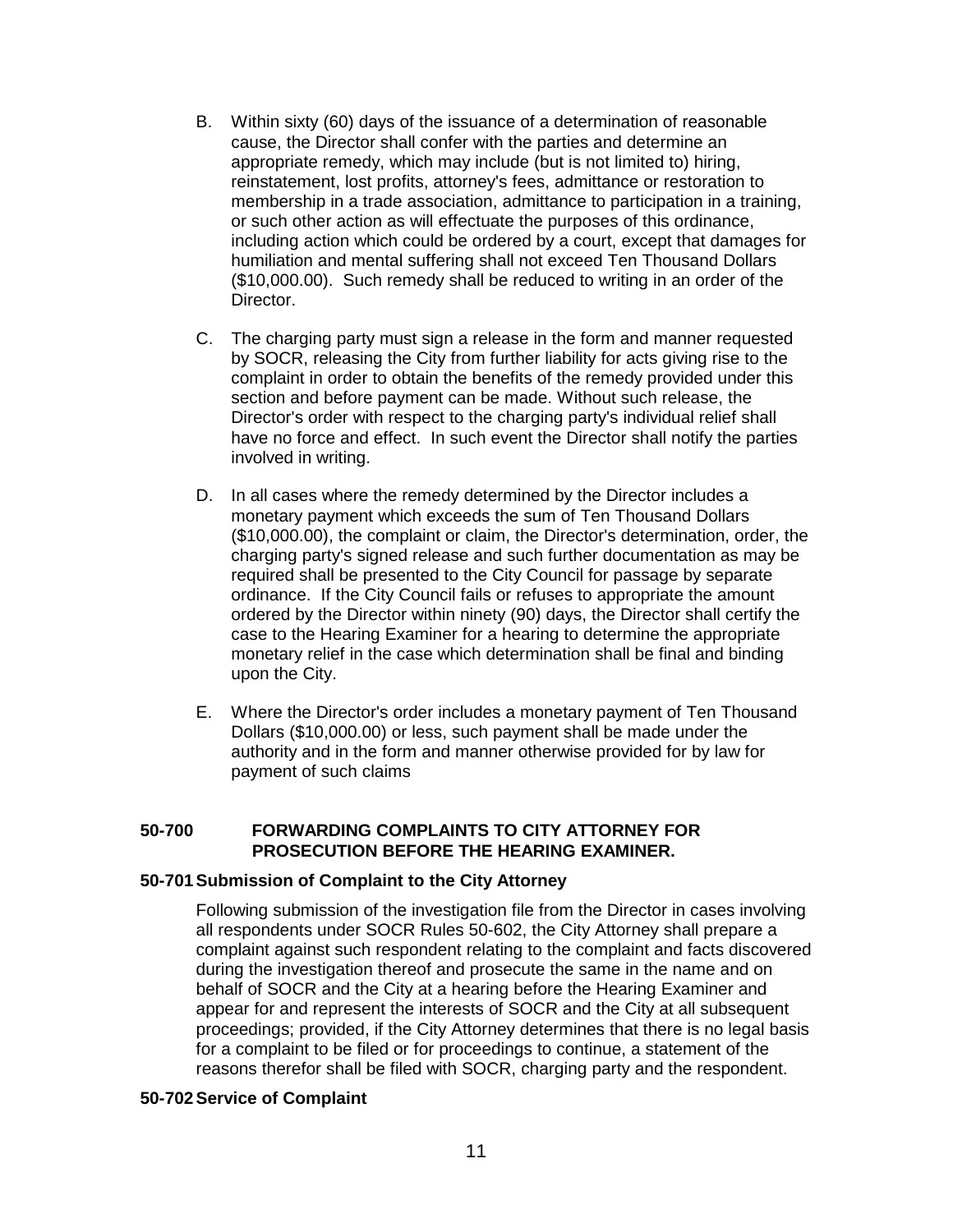B. Within sixty (60) days of the issuance of a determination of reasonable cause, the Director shall confer with the parties and determine an appropriate remedy, which may include (but is not limited to) hiring, reinstatement, lost profits, attorney's fees, admittance or restoration to membership in a trade association, admittance to participation in a training, or such other action as will effectuate the purposes of this ordinance, including action which could be ordered by a court, except that damages for humiliation and mental suffering shall not exceed Ten Thousand Dollars ($10,000.00). Such remedy shall be reduced to writing in an order of the Director.

C. The charging party must sign a release in the form and manner requested by SOCR, releasing the City from further liability for acts giving rise to the complaint in order to obtain the benefits of the remedy provided under this section and before payment can be made. Without such release, the Director's order with respect to the charging party's individual relief shall have no force and effect. In such event the Director shall notify the parties involved in writing.

D. In all cases where the remedy determined by the Director includes a monetary payment which exceeds the sum of Ten Thousand Dollars ($10,000.00), the complaint or claim, the Director's determination, order, the charging party's signed release and such further documentation as may be required shall be presented to the City Council for passage by separate ordinance. If the City Council fails or refuses to appropriate the amount ordered by the Director within ninety (90) days, the Director shall certify the case to the Hearing Examiner for a hearing to determine the appropriate monetary relief in the case which determination shall be final and binding upon the City.

E. Where the Director's order includes a monetary payment of Ten Thousand Dollars ($10,000.00) or less, such payment shall be made under the authority and in the form and manner otherwise provided for by law for payment of such claims

## 50-700 FORWARDING COMPLAINTS TO CITY ATTORNEY FOR PROSECUTION BEFORE THE HEARING EXAMINER.

### 50-701 Submission of Complaint to the City Attorney

Following submission of the investigation file from the Director in cases involving all respondents under SOCR Rules 50-602, the City Attorney shall prepare a complaint against such respondent relating to the complaint and facts discovered during the investigation thereof and prosecute the same in the name and on behalf of SOCR and the City at a hearing before the Hearing Examiner and appear for and represent the interests of SOCR and the City at all subsequent proceedings; provided, if the City Attorney determines that there is no legal basis for a complaint to be filed or for proceedings to continue, a statement of the reasons therefor shall be filed with SOCR, charging party and the respondent.

### 50-702 Service of Complaint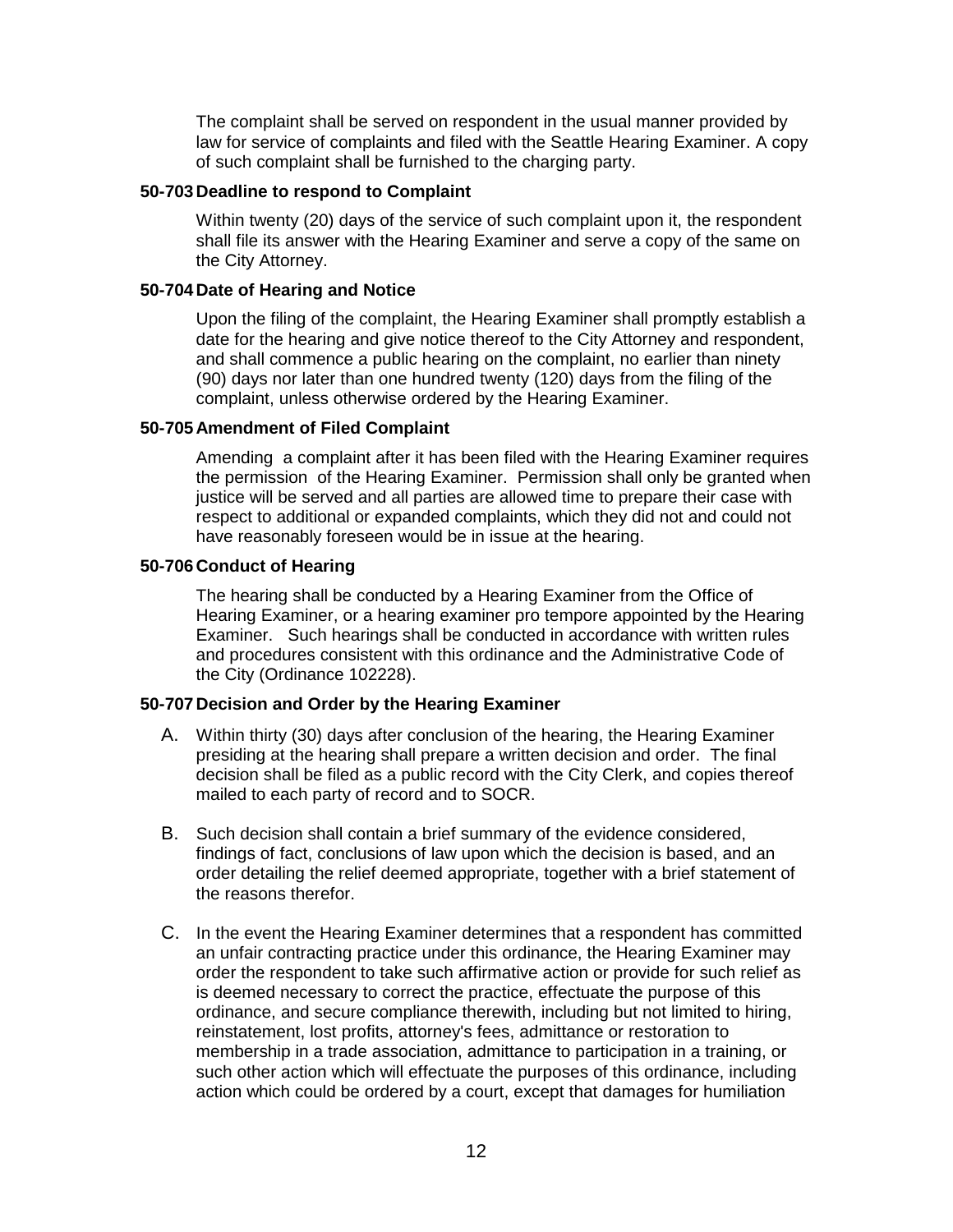The complaint shall be served on respondent in the usual manner provided by law for service of complaints and filed with the Seattle Hearing Examiner. A copy of such complaint shall be furnished to the charging party.

### 50-703 Deadline to respond to Complaint

Within twenty (20) days of the service of such complaint upon it, the respondent shall file its answer with the Hearing Examiner and serve a copy of the same on the City Attorney.

### 50-704 Date of Hearing and Notice

Upon the filing of the complaint, the Hearing Examiner shall promptly establish a date for the hearing and give notice thereof to the City Attorney and respondent, and shall commence a public hearing on the complaint, no earlier than ninety (90) days nor later than one hundred twenty (120) days from the filing of the complaint, unless otherwise ordered by the Hearing Examiner.

### 50-705 Amendment of Filed Complaint

Amending a complaint after it has been filed with the Hearing Examiner requires the permission of the Hearing Examiner. Permission shall only be granted when justice will be served and all parties are allowed time to prepare their case with respect to additional or expanded complaints, which they did not and could not have reasonably foreseen would be in issue at the hearing.

### 50-706 Conduct of Hearing

The hearing shall be conducted by a Hearing Examiner from the Office of Hearing Examiner, or a hearing examiner pro tempore appointed by the Hearing Examiner. Such hearings shall be conducted in accordance with written rules and procedures consistent with this ordinance and the Administrative Code of the City (Ordinance 102228).

### 50-707 Decision and Order by the Hearing Examiner

A. Within thirty (30) days after conclusion of the hearing, the Hearing Examiner presiding at the hearing shall prepare a written decision and order. The final decision shall be filed as a public record with the City Clerk, and copies thereof mailed to each party of record and to SOCR.

B. Such decision shall contain a brief summary of the evidence considered, findings of fact, conclusions of law upon which the decision is based, and an order detailing the relief deemed appropriate, together with a brief statement of the reasons therefor.

C. In the event the Hearing Examiner determines that a respondent has committed an unfair contracting practice under this ordinance, the Hearing Examiner may order the respondent to take such affirmative action or provide for such relief as is deemed necessary to correct the practice, effectuate the purpose of this ordinance, and secure compliance therewith, including but not limited to hiring, reinstatement, lost profits, attorney's fees, admittance or restoration to membership in a trade association, admittance to participation in a training, or such other action which will effectuate the purposes of this ordinance, including action which could be ordered by a court, except that damages for humiliation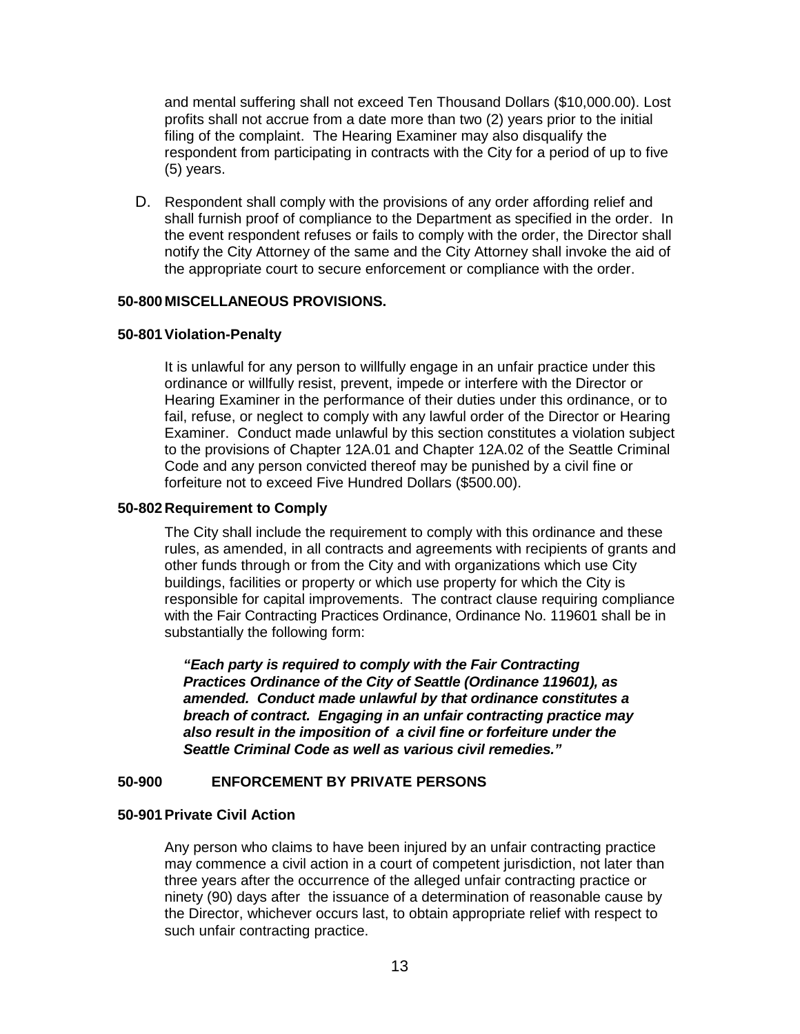and mental suffering shall not exceed Ten Thousand Dollars ($10,000.00). Lost profits shall not accrue from a date more than two (2) years prior to the initial filing of the complaint. The Hearing Examiner may also disqualify the respondent from participating in contracts with the City for a period of up to five (5) years.

D. Respondent shall comply with the provisions of any order affording relief and shall furnish proof of compliance to the Department as specified in the order. In the event respondent refuses or fails to comply with the order, the Director shall notify the City Attorney of the same and the City Attorney shall invoke the aid of the appropriate court to secure enforcement or compliance with the order.

**50-800 MISCELLANEOUS PROVISIONS.**

**50-801 Violation-Penalty**

It is unlawful for any person to willfully engage in an unfair practice under this ordinance or willfully resist, prevent, impede or interfere with the Director or Hearing Examiner in the performance of their duties under this ordinance, or to fail, refuse, or neglect to comply with any lawful order of the Director or Hearing Examiner. Conduct made unlawful by this section constitutes a violation subject to the provisions of Chapter 12A.01 and Chapter 12A.02 of the Seattle Criminal Code and any person convicted thereof may be punished by a civil fine or forfeiture not to exceed Five Hundred Dollars ($500.00).

**50-802 Requirement to Comply**

The City shall include the requirement to comply with this ordinance and these rules, as amended, in all contracts and agreements with recipients of grants and other funds through or from the City and with organizations which use City buildings, facilities or property or which use property for which the City is responsible for capital improvements. The contract clause requiring compliance with the Fair Contracting Practices Ordinance, Ordinance No. 119601 shall be in substantially the following form:

> ***"Each party is required to comply with the Fair Contracting Practices Ordinance of the City of Seattle (Ordinance 119601), as amended. Conduct made unlawful by that ordinance constitutes a breach of contract. Engaging in an unfair contracting practice may also result in the imposition of a civil fine or forfeiture under the Seattle Criminal Code as well as various civil remedies."***

**50-900 ENFORCEMENT BY PRIVATE PERSONS**

**50-901 Private Civil Action**

Any person who claims to have been injured by an unfair contracting practice may commence a civil action in a court of competent jurisdiction, not later than three years after the occurrence of the alleged unfair contracting practice or ninety (90) days after the issuance of a determination of reasonable cause by the Director, whichever occurs last, to obtain appropriate relief with respect to such unfair contracting practice.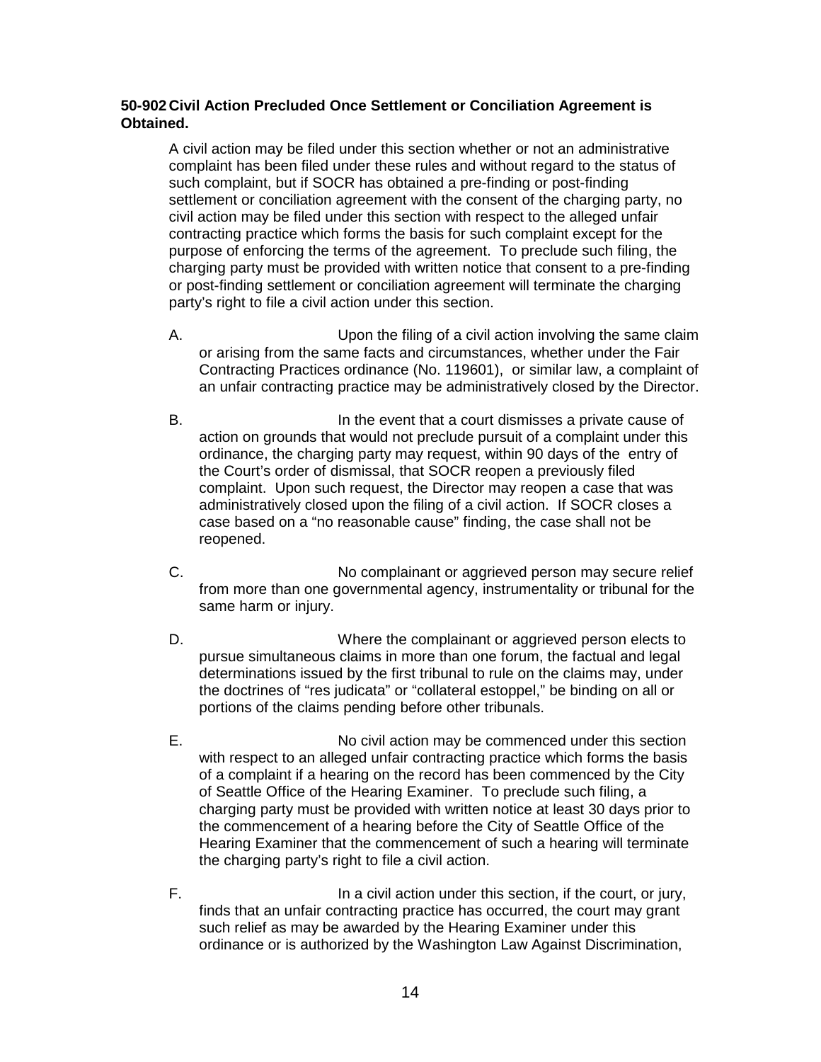### 50-902 Civil Action Precluded Once Settlement or Conciliation Agreement is Obtained.

A civil action may be filed under this section whether or not an administrative complaint has been filed under these rules and without regard to the status of such complaint, but if SOCR has obtained a pre-finding or post-finding settlement or conciliation agreement with the consent of the charging party, no civil action may be filed under this section with respect to the alleged unfair contracting practice which forms the basis for such complaint except for the purpose of enforcing the terms of the agreement. To preclude such filing, the charging party must be provided with written notice that consent to a pre-finding or post-finding settlement or conciliation agreement will terminate the charging party's right to file a civil action under this section.

A. Upon the filing of a civil action involving the same claim or arising from the same facts and circumstances, whether under the Fair Contracting Practices ordinance (No. 119601), or similar law, a complaint of an unfair contracting practice may be administratively closed by the Director.

B. In the event that a court dismisses a private cause of action on grounds that would not preclude pursuit of a complaint under this ordinance, the charging party may request, within 90 days of the entry of the Court's order of dismissal, that SOCR reopen a previously filed complaint. Upon such request, the Director may reopen a case that was administratively closed upon the filing of a civil action. If SOCR closes a case based on a "no reasonable cause" finding, the case shall not be reopened.

C. No complainant or aggrieved person may secure relief from more than one governmental agency, instrumentality or tribunal for the same harm or injury.

D. Where the complainant or aggrieved person elects to pursue simultaneous claims in more than one forum, the factual and legal determinations issued by the first tribunal to rule on the claims may, under the doctrines of "res judicata" or "collateral estoppel," be binding on all or portions of the claims pending before other tribunals.

E. No civil action may be commenced under this section with respect to an alleged unfair contracting practice which forms the basis of a complaint if a hearing on the record has been commenced by the City of Seattle Office of the Hearing Examiner. To preclude such filing, a charging party must be provided with written notice at least 30 days prior to the commencement of a hearing before the City of Seattle Office of the Hearing Examiner that the commencement of such a hearing will terminate the charging party's right to file a civil action.

F. In a civil action under this section, if the court, or jury, finds that an unfair contracting practice has occurred, the court may grant such relief as may be awarded by the Hearing Examiner under this ordinance or is authorized by the Washington Law Against Discrimination,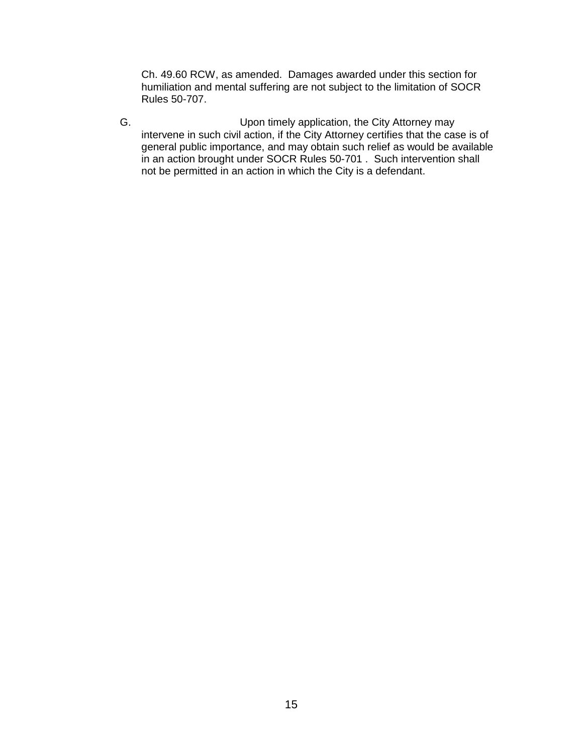Ch. 49.60 RCW, as amended. Damages awarded under this section for humiliation and mental suffering are not subject to the limitation of SOCR Rules 50-707.

G. Upon timely application, the City Attorney may intervene in such civil action, if the City Attorney certifies that the case is of general public importance, and may obtain such relief as would be available in an action brought under SOCR Rules 50-701 . Such intervention shall not be permitted in an action in which the City is a defendant.